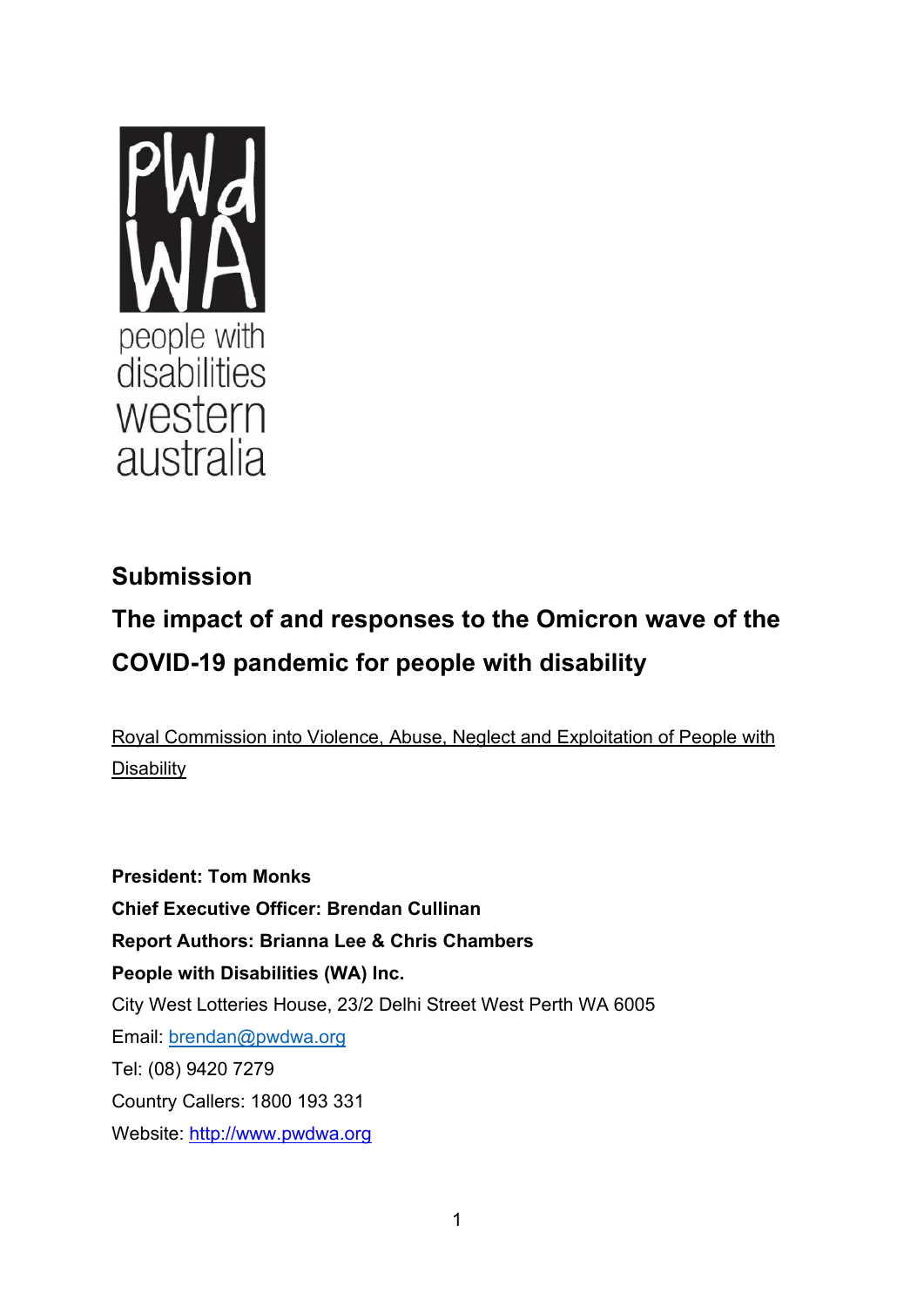PWd WA

people with disabilities western australia

## Submission

# The impact of and responses to the Omicron wave of the COVID-19 pandemic for people with disability

Royal Commission into Violence, Abuse, Neglect and Exploitation of People with Disability

**President: Tom Monks**
**Chief Executive Officer: Brendan Cullinan**
**Report Authors: Brianna Lee & Chris Chambers**
**People with Disabilities (WA) Inc.**
City West Lotteries House, 23/2 Delhi Street West Perth WA 6005
Email: brendan@pwdwa.org
Tel: (08) 9420 7279
Country Callers: 1800 193 331
Website: http://www.pwdwa.org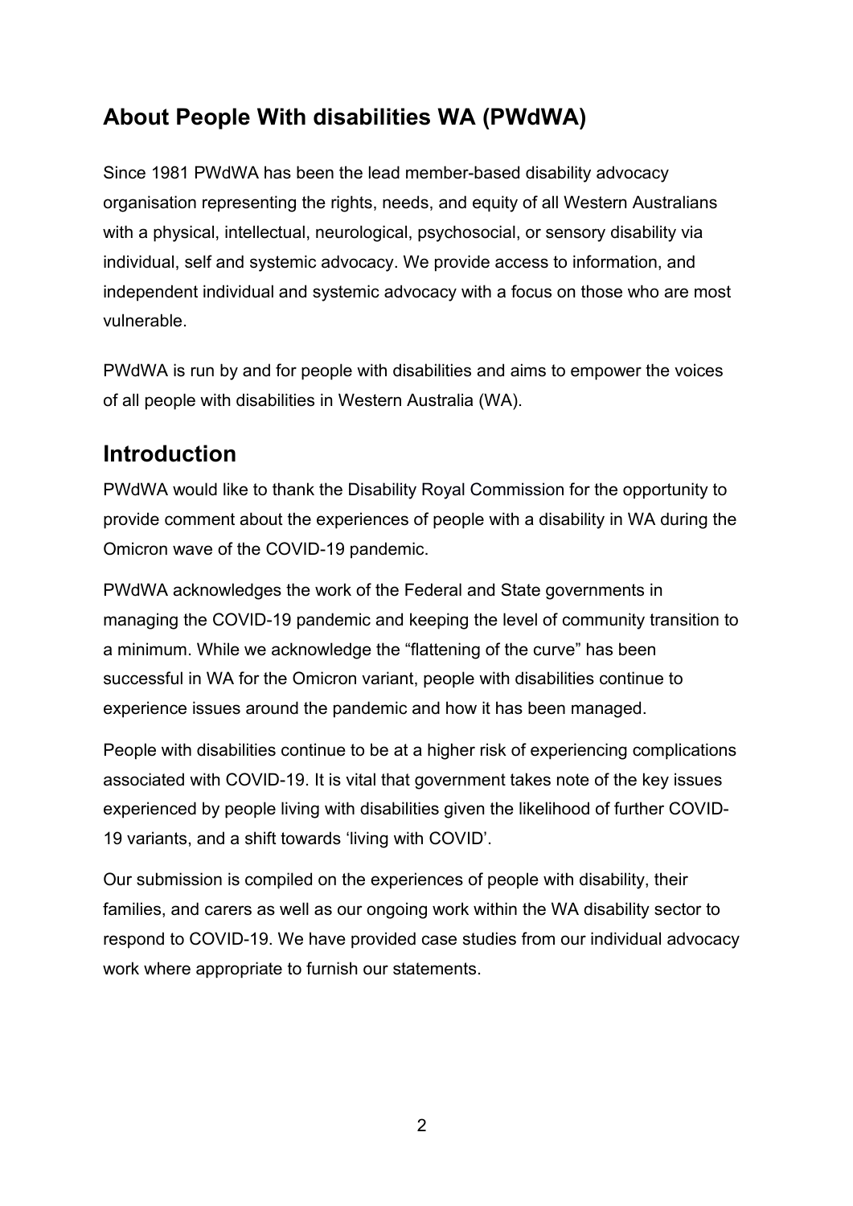## About People With disabilities WA (PWdWA)

Since 1981 PWdWA has been the lead member-based disability advocacy organisation representing the rights, needs, and equity of all Western Australians with a physical, intellectual, neurological, psychosocial, or sensory disability via individual, self and systemic advocacy. We provide access to information, and independent individual and systemic advocacy with a focus on those who are most vulnerable.

PWdWA is run by and for people with disabilities and aims to empower the voices of all people with disabilities in Western Australia (WA).

## Introduction

PWdWA would like to thank the Disability Royal Commission for the opportunity to provide comment about the experiences of people with a disability in WA during the Omicron wave of the COVID-19 pandemic.

PWdWA acknowledges the work of the Federal and State governments in managing the COVID-19 pandemic and keeping the level of community transition to a minimum. While we acknowledge the "flattening of the curve" has been successful in WA for the Omicron variant, people with disabilities continue to experience issues around the pandemic and how it has been managed.

People with disabilities continue to be at a higher risk of experiencing complications associated with COVID-19. It is vital that government takes note of the key issues experienced by people living with disabilities given the likelihood of further COVID-19 variants, and a shift towards 'living with COVID'.

Our submission is compiled on the experiences of people with disability, their families, and carers as well as our ongoing work within the WA disability sector to respond to COVID-19. We have provided case studies from our individual advocacy work where appropriate to furnish our statements.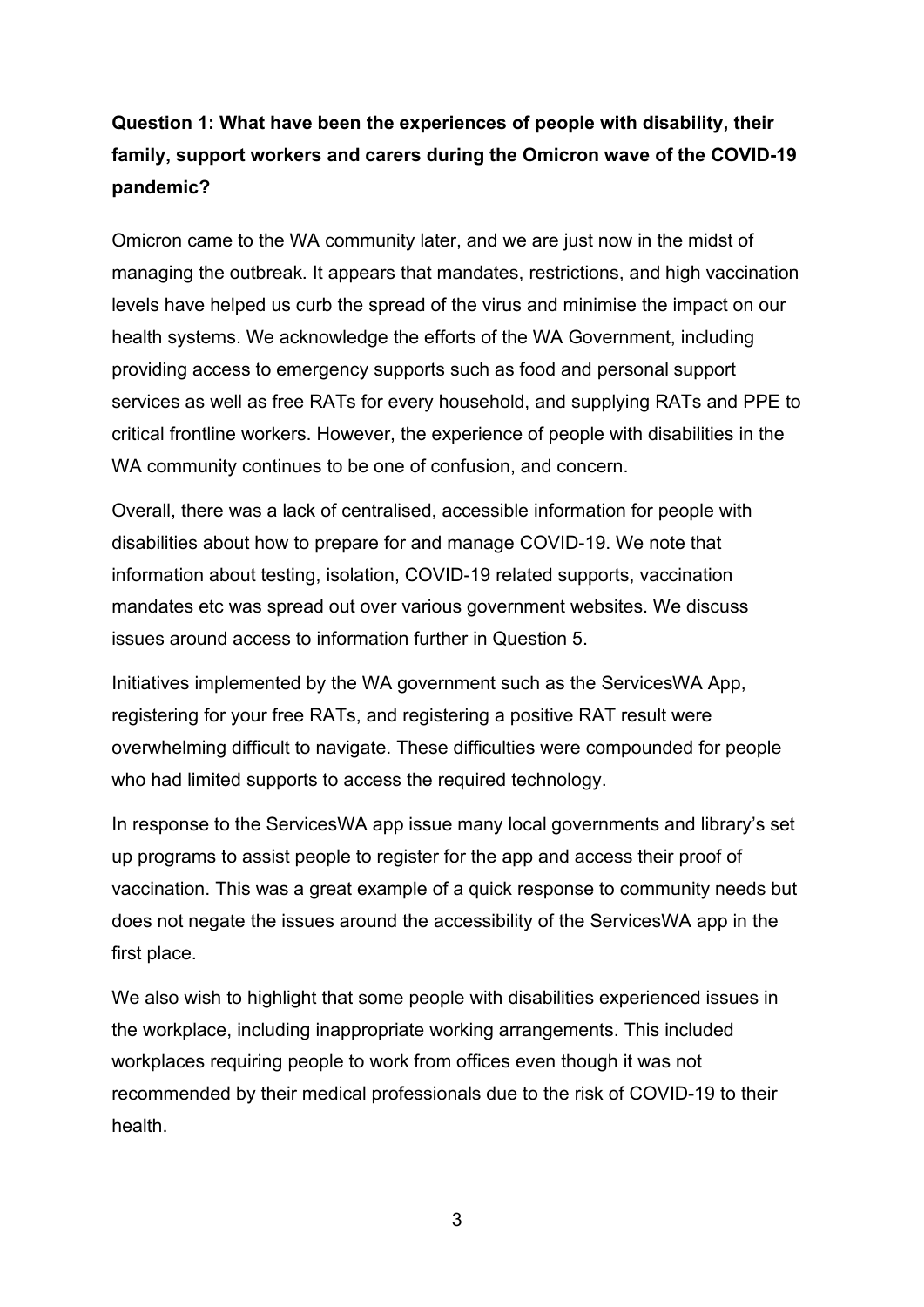**Question 1: What have been the experiences of people with disability, their family, support workers and carers during the Omicron wave of the COVID-19 pandemic?**

Omicron came to the WA community later, and we are just now in the midst of managing the outbreak. It appears that mandates, restrictions, and high vaccination levels have helped us curb the spread of the virus and minimise the impact on our health systems. We acknowledge the efforts of the WA Government, including providing access to emergency supports such as food and personal support services as well as free RATs for every household, and supplying RATs and PPE to critical frontline workers. However, the experience of people with disabilities in the WA community continues to be one of confusion, and concern.

Overall, there was a lack of centralised, accessible information for people with disabilities about how to prepare for and manage COVID-19. We note that information about testing, isolation, COVID-19 related supports, vaccination mandates etc was spread out over various government websites. We discuss issues around access to information further in Question 5.

Initiatives implemented by the WA government such as the ServicesWA App, registering for your free RATs, and registering a positive RAT result were overwhelming difficult to navigate. These difficulties were compounded for people who had limited supports to access the required technology.

In response to the ServicesWA app issue many local governments and library's set up programs to assist people to register for the app and access their proof of vaccination. This was a great example of a quick response to community needs but does not negate the issues around the accessibility of the ServicesWA app in the first place.

We also wish to highlight that some people with disabilities experienced issues in the workplace, including inappropriate working arrangements. This included workplaces requiring people to work from offices even though it was not recommended by their medical professionals due to the risk of COVID-19 to their health.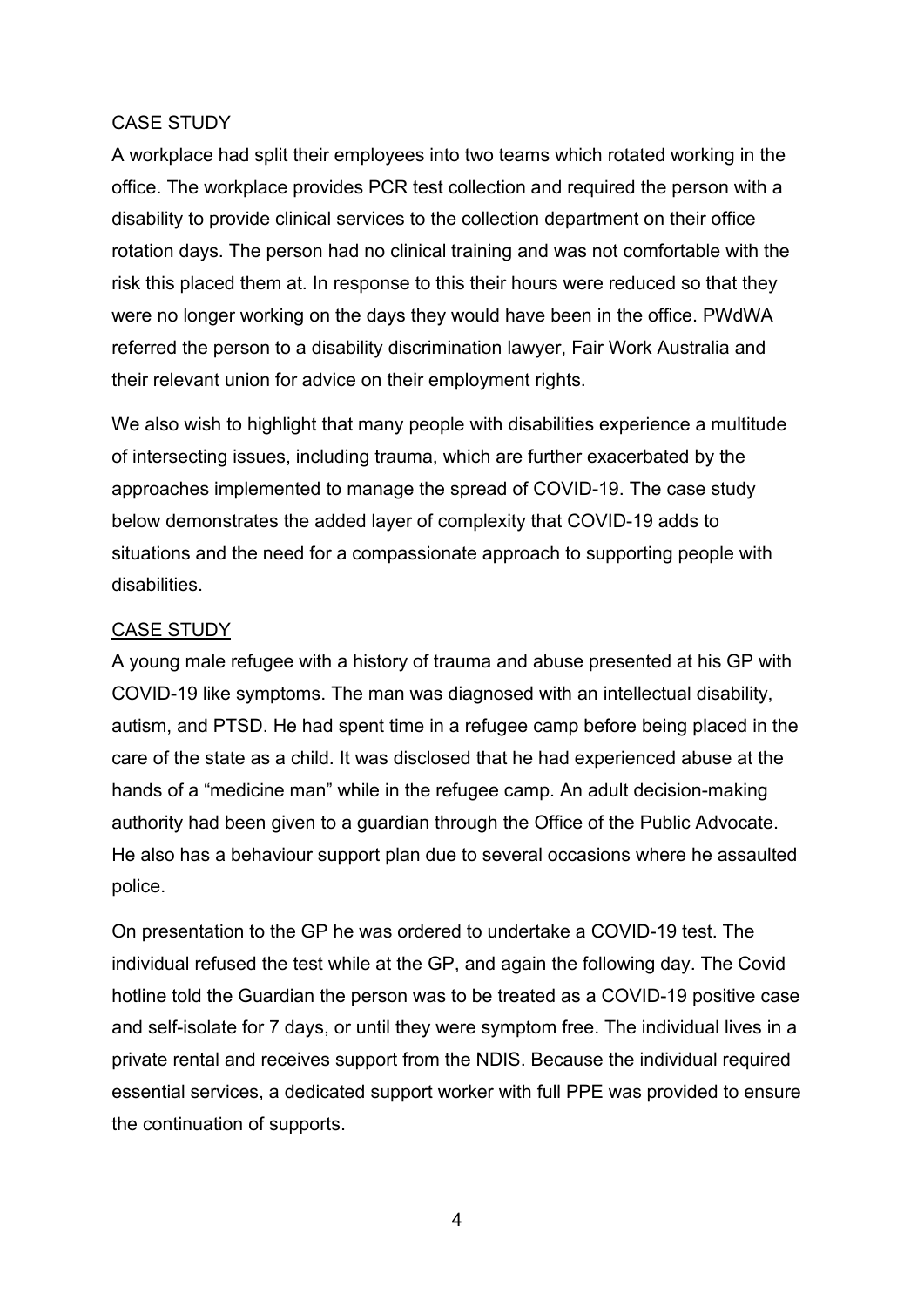<u>CASE STUDY</u>

A workplace had split their employees into two teams which rotated working in the office. The workplace provides PCR test collection and required the person with a disability to provide clinical services to the collection department on their office rotation days. The person had no clinical training and was not comfortable with the risk this placed them at. In response to this their hours were reduced so that they were no longer working on the days they would have been in the office. PWdWA referred the person to a disability discrimination lawyer, Fair Work Australia and their relevant union for advice on their employment rights.

We also wish to highlight that many people with disabilities experience a multitude of intersecting issues, including trauma, which are further exacerbated by the approaches implemented to manage the spread of COVID-19. The case study below demonstrates the added layer of complexity that COVID-19 adds to situations and the need for a compassionate approach to supporting people with disabilities.

<u>CASE STUDY</u>

A young male refugee with a history of trauma and abuse presented at his GP with COVID-19 like symptoms. The man was diagnosed with an intellectual disability, autism, and PTSD. He had spent time in a refugee camp before being placed in the care of the state as a child. It was disclosed that he had experienced abuse at the hands of a "medicine man" while in the refugee camp. An adult decision-making authority had been given to a guardian through the Office of the Public Advocate. He also has a behaviour support plan due to several occasions where he assaulted police.

On presentation to the GP he was ordered to undertake a COVID-19 test. The individual refused the test while at the GP, and again the following day. The Covid hotline told the Guardian the person was to be treated as a COVID-19 positive case and self-isolate for 7 days, or until they were symptom free. The individual lives in a private rental and receives support from the NDIS. Because the individual required essential services, a dedicated support worker with full PPE was provided to ensure the continuation of supports.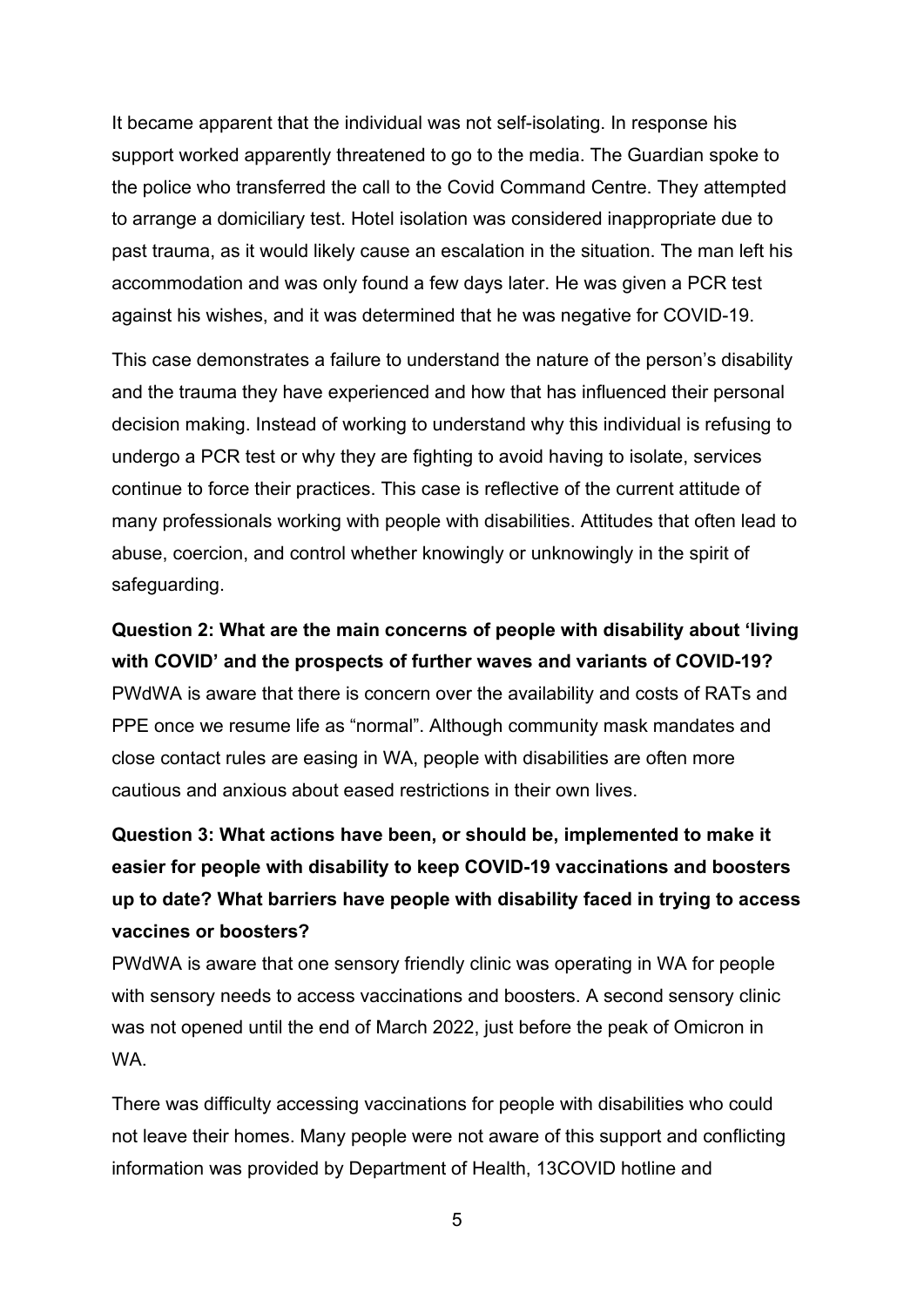It became apparent that the individual was not self-isolating. In response his support worked apparently threatened to go to the media. The Guardian spoke to the police who transferred the call to the Covid Command Centre. They attempted to arrange a domiciliary test. Hotel isolation was considered inappropriate due to past trauma, as it would likely cause an escalation in the situation. The man left his accommodation and was only found a few days later. He was given a PCR test against his wishes, and it was determined that he was negative for COVID-19.

This case demonstrates a failure to understand the nature of the person's disability and the trauma they have experienced and how that has influenced their personal decision making. Instead of working to understand why this individual is refusing to undergo a PCR test or why they are fighting to avoid having to isolate, services continue to force their practices. This case is reflective of the current attitude of many professionals working with people with disabilities. Attitudes that often lead to abuse, coercion, and control whether knowingly or unknowingly in the spirit of safeguarding.

**Question 2: What are the main concerns of people with disability about 'living with COVID' and the prospects of further waves and variants of COVID-19?**

PWdWA is aware that there is concern over the availability and costs of RATs and PPE once we resume life as "normal". Although community mask mandates and close contact rules are easing in WA, people with disabilities are often more cautious and anxious about eased restrictions in their own lives.

**Question 3: What actions have been, or should be, implemented to make it easier for people with disability to keep COVID-19 vaccinations and boosters up to date? What barriers have people with disability faced in trying to access vaccines or boosters?**

PWdWA is aware that one sensory friendly clinic was operating in WA for people with sensory needs to access vaccinations and boosters. A second sensory clinic was not opened until the end of March 2022, just before the peak of Omicron in WA.

There was difficulty accessing vaccinations for people with disabilities who could not leave their homes. Many people were not aware of this support and conflicting information was provided by Department of Health, 13COVID hotline and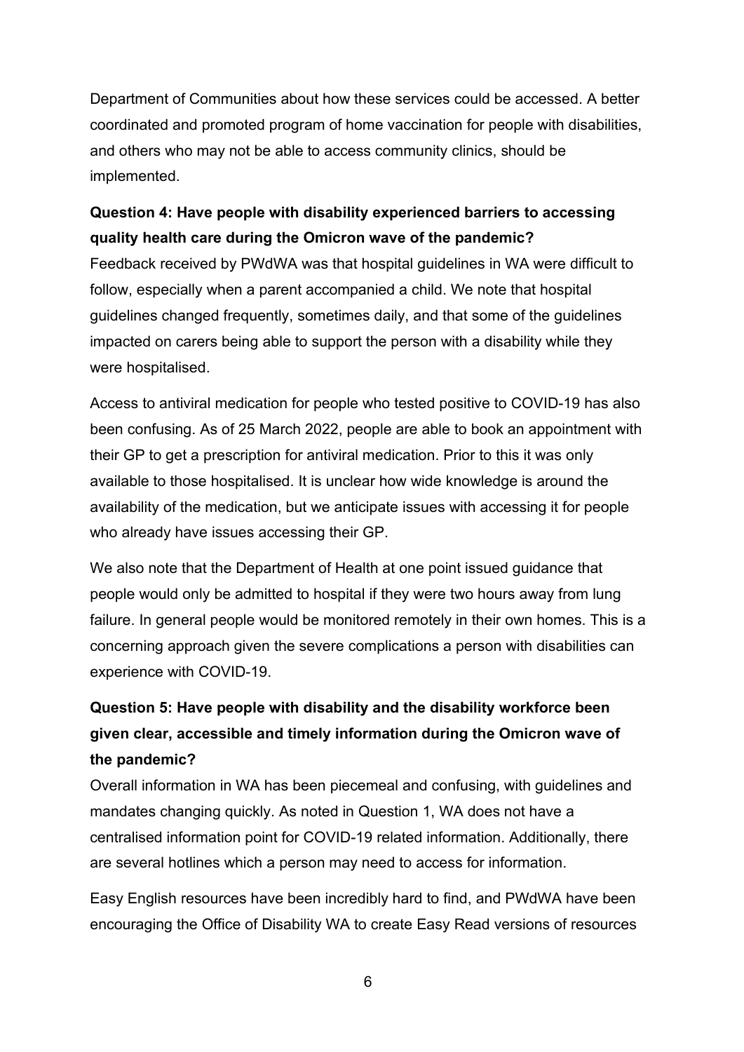Department of Communities about how these services could be accessed. A better coordinated and promoted program of home vaccination for people with disabilities, and others who may not be able to access community clinics, should be implemented.

**Question 4: Have people with disability experienced barriers to accessing quality health care during the Omicron wave of the pandemic?**

Feedback received by PWdWA was that hospital guidelines in WA were difficult to follow, especially when a parent accompanied a child. We note that hospital guidelines changed frequently, sometimes daily, and that some of the guidelines impacted on carers being able to support the person with a disability while they were hospitalised.

Access to antiviral medication for people who tested positive to COVID-19 has also been confusing. As of 25 March 2022, people are able to book an appointment with their GP to get a prescription for antiviral medication. Prior to this it was only available to those hospitalised. It is unclear how wide knowledge is around the availability of the medication, but we anticipate issues with accessing it for people who already have issues accessing their GP.

We also note that the Department of Health at one point issued guidance that people would only be admitted to hospital if they were two hours away from lung failure. In general people would be monitored remotely in their own homes. This is a concerning approach given the severe complications a person with disabilities can experience with COVID-19.

**Question 5: Have people with disability and the disability workforce been given clear, accessible and timely information during the Omicron wave of the pandemic?**

Overall information in WA has been piecemeal and confusing, with guidelines and mandates changing quickly. As noted in Question 1, WA does not have a centralised information point for COVID-19 related information. Additionally, there are several hotlines which a person may need to access for information.

Easy English resources have been incredibly hard to find, and PWdWA have been encouraging the Office of Disability WA to create Easy Read versions of resources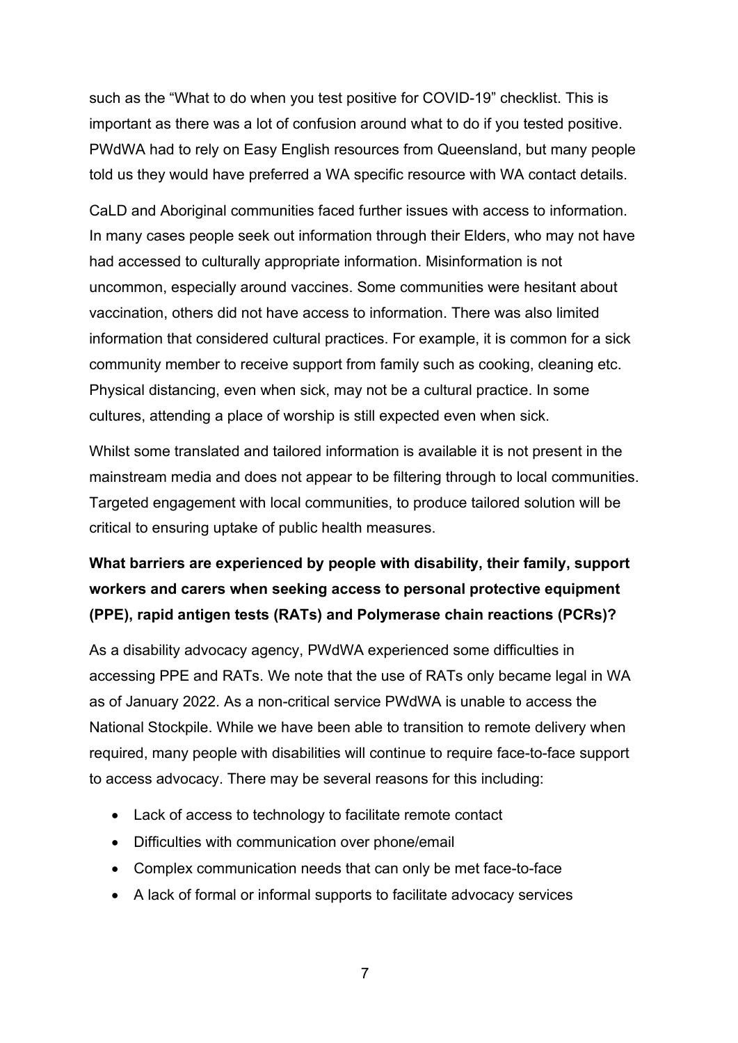such as the "What to do when you test positive for COVID-19" checklist. This is important as there was a lot of confusion around what to do if you tested positive. PWdWA had to rely on Easy English resources from Queensland, but many people told us they would have preferred a WA specific resource with WA contact details.

CaLD and Aboriginal communities faced further issues with access to information. In many cases people seek out information through their Elders, who may not have had accessed to culturally appropriate information. Misinformation is not uncommon, especially around vaccines. Some communities were hesitant about vaccination, others did not have access to information. There was also limited information that considered cultural practices. For example, it is common for a sick community member to receive support from family such as cooking, cleaning etc. Physical distancing, even when sick, may not be a cultural practice. In some cultures, attending a place of worship is still expected even when sick.

Whilst some translated and tailored information is available it is not present in the mainstream media and does not appear to be filtering through to local communities. Targeted engagement with local communities, to produce tailored solution will be critical to ensuring uptake of public health measures.

**What barriers are experienced by people with disability, their family, support workers and carers when seeking access to personal protective equipment (PPE), rapid antigen tests (RATs) and Polymerase chain reactions (PCRs)?**

As a disability advocacy agency, PWdWA experienced some difficulties in accessing PPE and RATs. We note that the use of RATs only became legal in WA as of January 2022. As a non-critical service PWdWA is unable to access the National Stockpile. While we have been able to transition to remote delivery when required, many people with disabilities will continue to require face-to-face support to access advocacy. There may be several reasons for this including:

- Lack of access to technology to facilitate remote contact
- Difficulties with communication over phone/email
- Complex communication needs that can only be met face-to-face
- A lack of formal or informal supports to facilitate advocacy services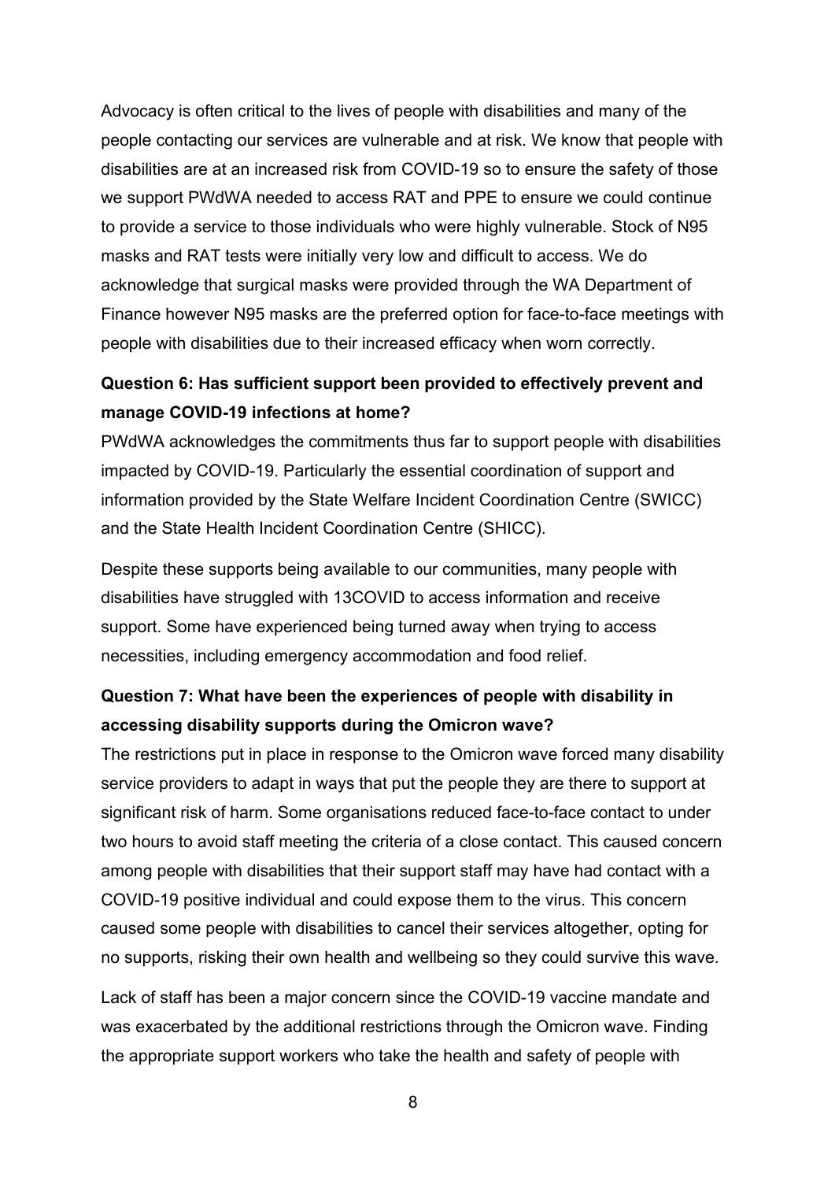Advocacy is often critical to the lives of people with disabilities and many of the people contacting our services are vulnerable and at risk. We know that people with disabilities are at an increased risk from COVID-19 so to ensure the safety of those we support PWdWA needed to access RAT and PPE to ensure we could continue to provide a service to those individuals who were highly vulnerable. Stock of N95 masks and RAT tests were initially very low and difficult to access. We do acknowledge that surgical masks were provided through the WA Department of Finance however N95 masks are the preferred option for face-to-face meetings with people with disabilities due to their increased efficacy when worn correctly.

**Question 6: Has sufficient support been provided to effectively prevent and manage COVID-19 infections at home?**

PWdWA acknowledges the commitments thus far to support people with disabilities impacted by COVID-19. Particularly the essential coordination of support and information provided by the State Welfare Incident Coordination Centre (SWICC) and the State Health Incident Coordination Centre (SHICC).

Despite these supports being available to our communities, many people with disabilities have struggled with 13COVID to access information and receive support. Some have experienced being turned away when trying to access necessities, including emergency accommodation and food relief.

**Question 7: What have been the experiences of people with disability in accessing disability supports during the Omicron wave?**

The restrictions put in place in response to the Omicron wave forced many disability service providers to adapt in ways that put the people they are there to support at significant risk of harm. Some organisations reduced face-to-face contact to under two hours to avoid staff meeting the criteria of a close contact. This caused concern among people with disabilities that their support staff may have had contact with a COVID-19 positive individual and could expose them to the virus. This concern caused some people with disabilities to cancel their services altogether, opting for no supports, risking their own health and wellbeing so they could survive this wave.

Lack of staff has been a major concern since the COVID-19 vaccine mandate and was exacerbated by the additional restrictions through the Omicron wave. Finding the appropriate support workers who take the health and safety of people with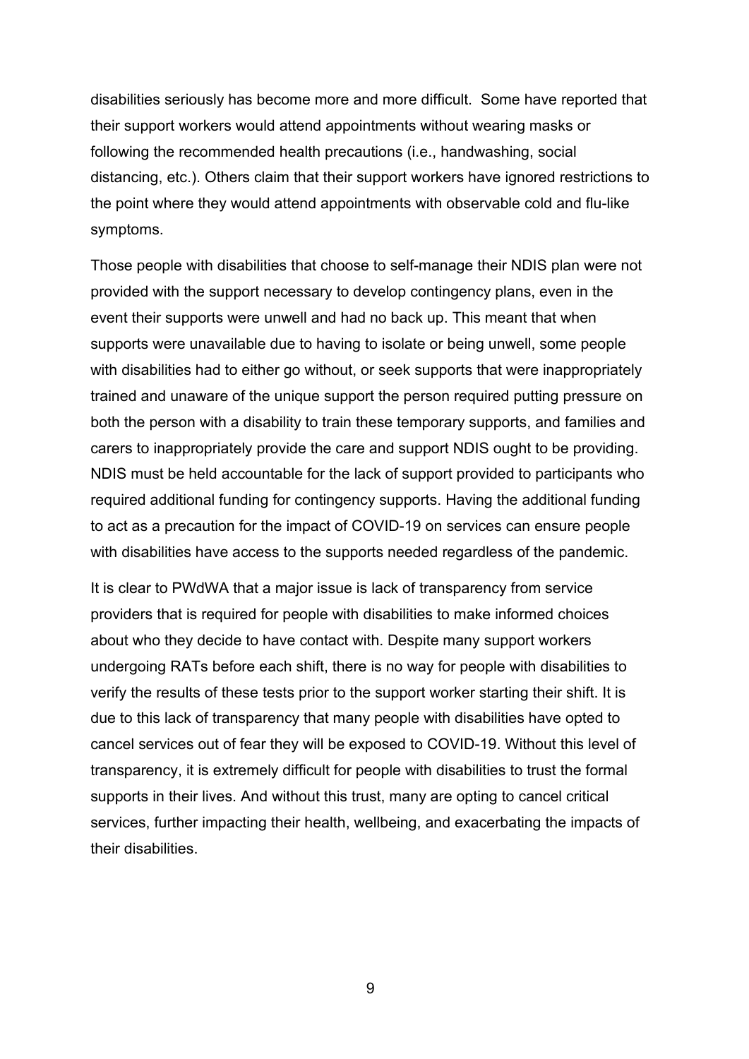disabilities seriously has become more and more difficult. Some have reported that their support workers would attend appointments without wearing masks or following the recommended health precautions (i.e., handwashing, social distancing, etc.). Others claim that their support workers have ignored restrictions to the point where they would attend appointments with observable cold and flu-like symptoms.

Those people with disabilities that choose to self-manage their NDIS plan were not provided with the support necessary to develop contingency plans, even in the event their supports were unwell and had no back up. This meant that when supports were unavailable due to having to isolate or being unwell, some people with disabilities had to either go without, or seek supports that were inappropriately trained and unaware of the unique support the person required putting pressure on both the person with a disability to train these temporary supports, and families and carers to inappropriately provide the care and support NDIS ought to be providing. NDIS must be held accountable for the lack of support provided to participants who required additional funding for contingency supports. Having the additional funding to act as a precaution for the impact of COVID-19 on services can ensure people with disabilities have access to the supports needed regardless of the pandemic.

It is clear to PWdWA that a major issue is lack of transparency from service providers that is required for people with disabilities to make informed choices about who they decide to have contact with. Despite many support workers undergoing RATs before each shift, there is no way for people with disabilities to verify the results of these tests prior to the support worker starting their shift. It is due to this lack of transparency that many people with disabilities have opted to cancel services out of fear they will be exposed to COVID-19. Without this level of transparency, it is extremely difficult for people with disabilities to trust the formal supports in their lives. And without this trust, many are opting to cancel critical services, further impacting their health, wellbeing, and exacerbating the impacts of their disabilities.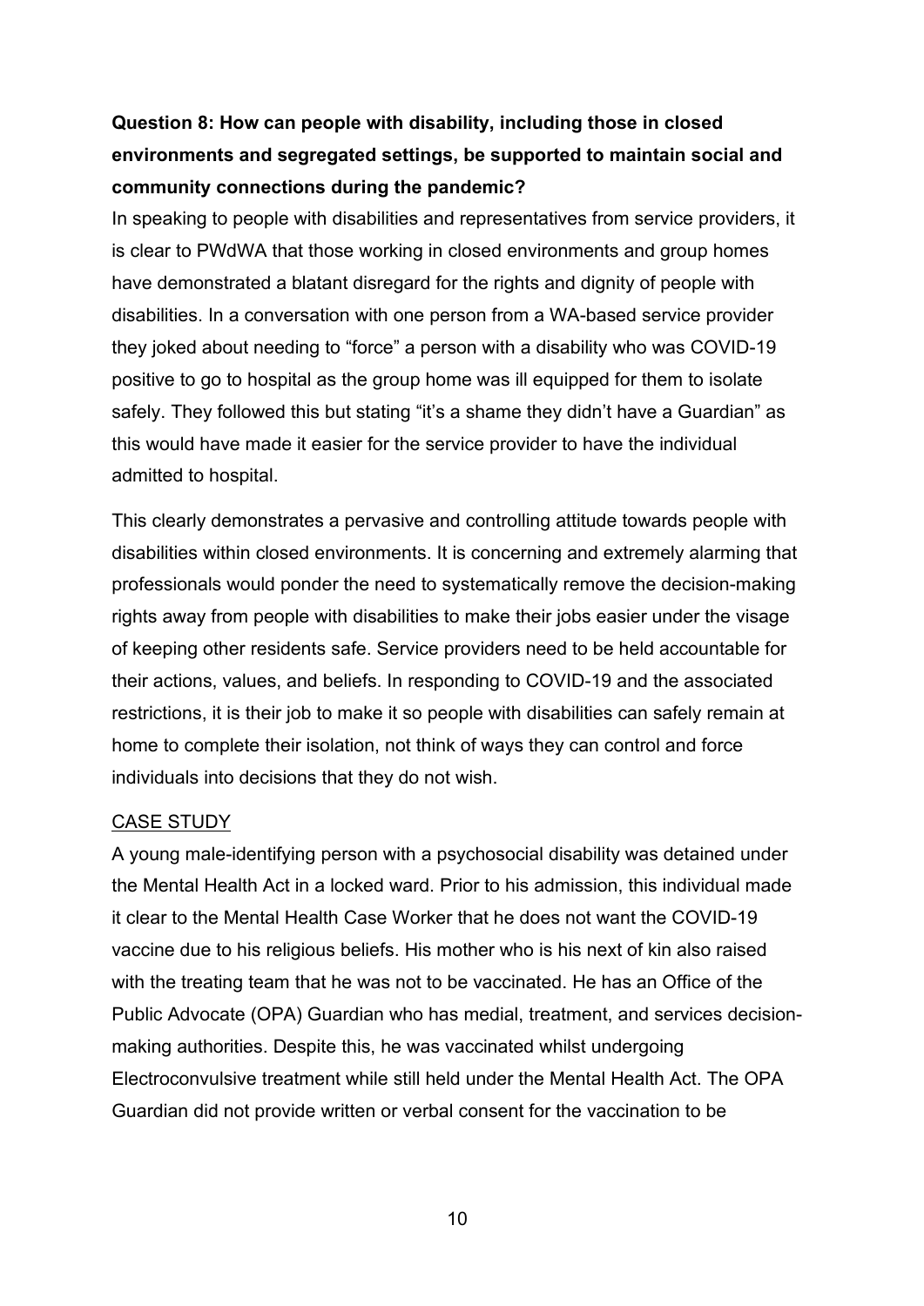**Question 8: How can people with disability, including those in closed environments and segregated settings, be supported to maintain social and community connections during the pandemic?**

In speaking to people with disabilities and representatives from service providers, it is clear to PWdWA that those working in closed environments and group homes have demonstrated a blatant disregard for the rights and dignity of people with disabilities. In a conversation with one person from a WA-based service provider they joked about needing to "force" a person with a disability who was COVID-19 positive to go to hospital as the group home was ill equipped for them to isolate safely. They followed this but stating "it's a shame they didn't have a Guardian" as this would have made it easier for the service provider to have the individual admitted to hospital.

This clearly demonstrates a pervasive and controlling attitude towards people with disabilities within closed environments. It is concerning and extremely alarming that professionals would ponder the need to systematically remove the decision-making rights away from people with disabilities to make their jobs easier under the visage of keeping other residents safe. Service providers need to be held accountable for their actions, values, and beliefs. In responding to COVID-19 and the associated restrictions, it is their job to make it so people with disabilities can safely remain at home to complete their isolation, not think of ways they can control and force individuals into decisions that they do not wish.

<u>CASE STUDY</u>

A young male-identifying person with a psychosocial disability was detained under the Mental Health Act in a locked ward. Prior to his admission, this individual made it clear to the Mental Health Case Worker that he does not want the COVID-19 vaccine due to his religious beliefs. His mother who is his next of kin also raised with the treating team that he was not to be vaccinated. He has an Office of the Public Advocate (OPA) Guardian who has medial, treatment, and services decision-making authorities. Despite this, he was vaccinated whilst undergoing Electroconvulsive treatment while still held under the Mental Health Act. The OPA Guardian did not provide written or verbal consent for the vaccination to be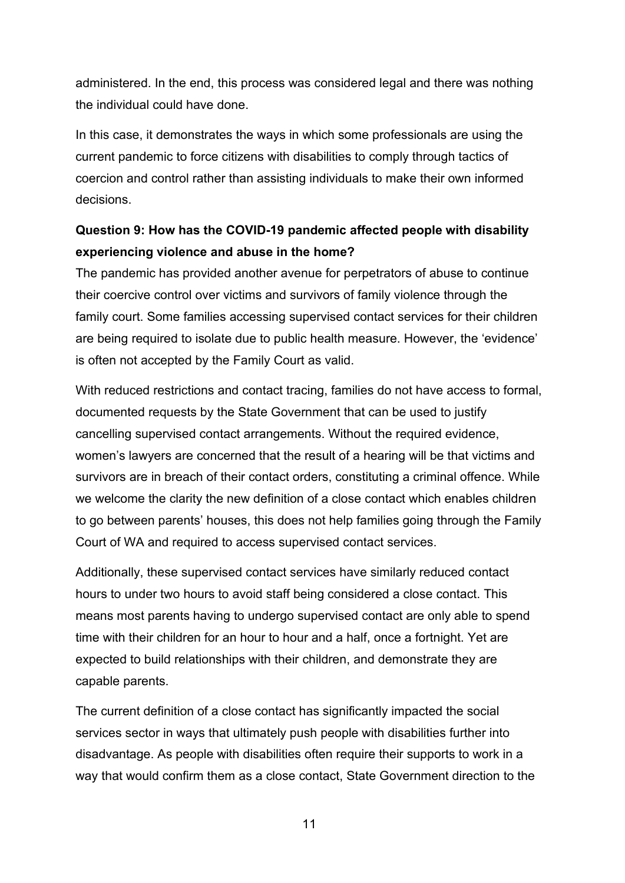administered. In the end, this process was considered legal and there was nothing the individual could have done.

In this case, it demonstrates the ways in which some professionals are using the current pandemic to force citizens with disabilities to comply through tactics of coercion and control rather than assisting individuals to make their own informed decisions.

**Question 9: How has the COVID-19 pandemic affected people with disability experiencing violence and abuse in the home?**

The pandemic has provided another avenue for perpetrators of abuse to continue their coercive control over victims and survivors of family violence through the family court. Some families accessing supervised contact services for their children are being required to isolate due to public health measure. However, the 'evidence' is often not accepted by the Family Court as valid.

With reduced restrictions and contact tracing, families do not have access to formal, documented requests by the State Government that can be used to justify cancelling supervised contact arrangements. Without the required evidence, women's lawyers are concerned that the result of a hearing will be that victims and survivors are in breach of their contact orders, constituting a criminal offence. While we welcome the clarity the new definition of a close contact which enables children to go between parents' houses, this does not help families going through the Family Court of WA and required to access supervised contact services.

Additionally, these supervised contact services have similarly reduced contact hours to under two hours to avoid staff being considered a close contact. This means most parents having to undergo supervised contact are only able to spend time with their children for an hour to hour and a half, once a fortnight. Yet are expected to build relationships with their children, and demonstrate they are capable parents.

The current definition of a close contact has significantly impacted the social services sector in ways that ultimately push people with disabilities further into disadvantage. As people with disabilities often require their supports to work in a way that would confirm them as a close contact, State Government direction to the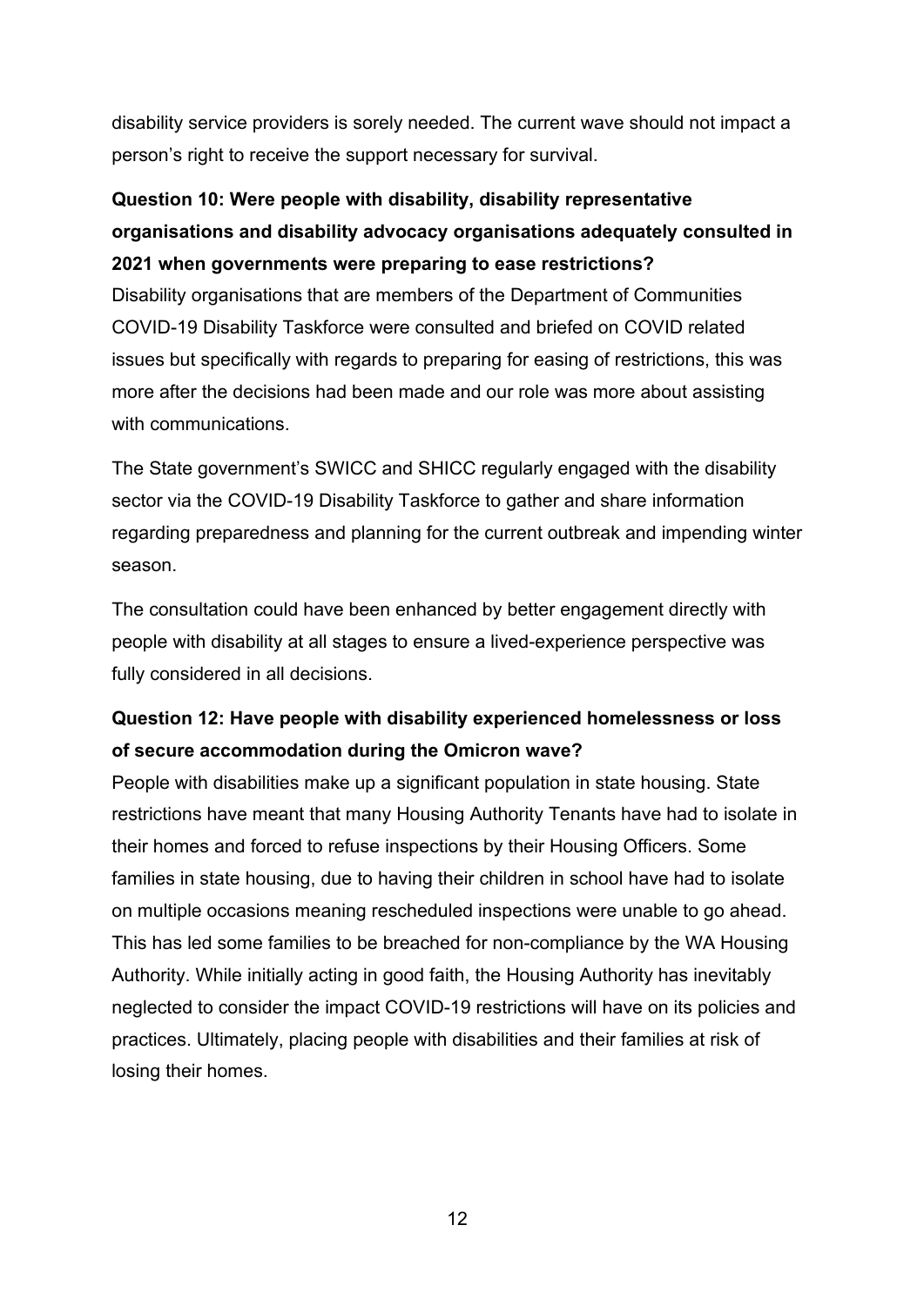disability service providers is sorely needed. The current wave should not impact a person's right to receive the support necessary for survival.

**Question 10: Were people with disability, disability representative organisations and disability advocacy organisations adequately consulted in 2021 when governments were preparing to ease restrictions?**

Disability organisations that are members of the Department of Communities COVID-19 Disability Taskforce were consulted and briefed on COVID related issues but specifically with regards to preparing for easing of restrictions, this was more after the decisions had been made and our role was more about assisting with communications.

The State government's SWICC and SHICC regularly engaged with the disability sector via the COVID-19 Disability Taskforce to gather and share information regarding preparedness and planning for the current outbreak and impending winter season.

The consultation could have been enhanced by better engagement directly with people with disability at all stages to ensure a lived-experience perspective was fully considered in all decisions.

**Question 12: Have people with disability experienced homelessness or loss of secure accommodation during the Omicron wave?**

People with disabilities make up a significant population in state housing. State restrictions have meant that many Housing Authority Tenants have had to isolate in their homes and forced to refuse inspections by their Housing Officers. Some families in state housing, due to having their children in school have had to isolate on multiple occasions meaning rescheduled inspections were unable to go ahead. This has led some families to be breached for non-compliance by the WA Housing Authority. While initially acting in good faith, the Housing Authority has inevitably neglected to consider the impact COVID-19 restrictions will have on its policies and practices. Ultimately, placing people with disabilities and their families at risk of losing their homes.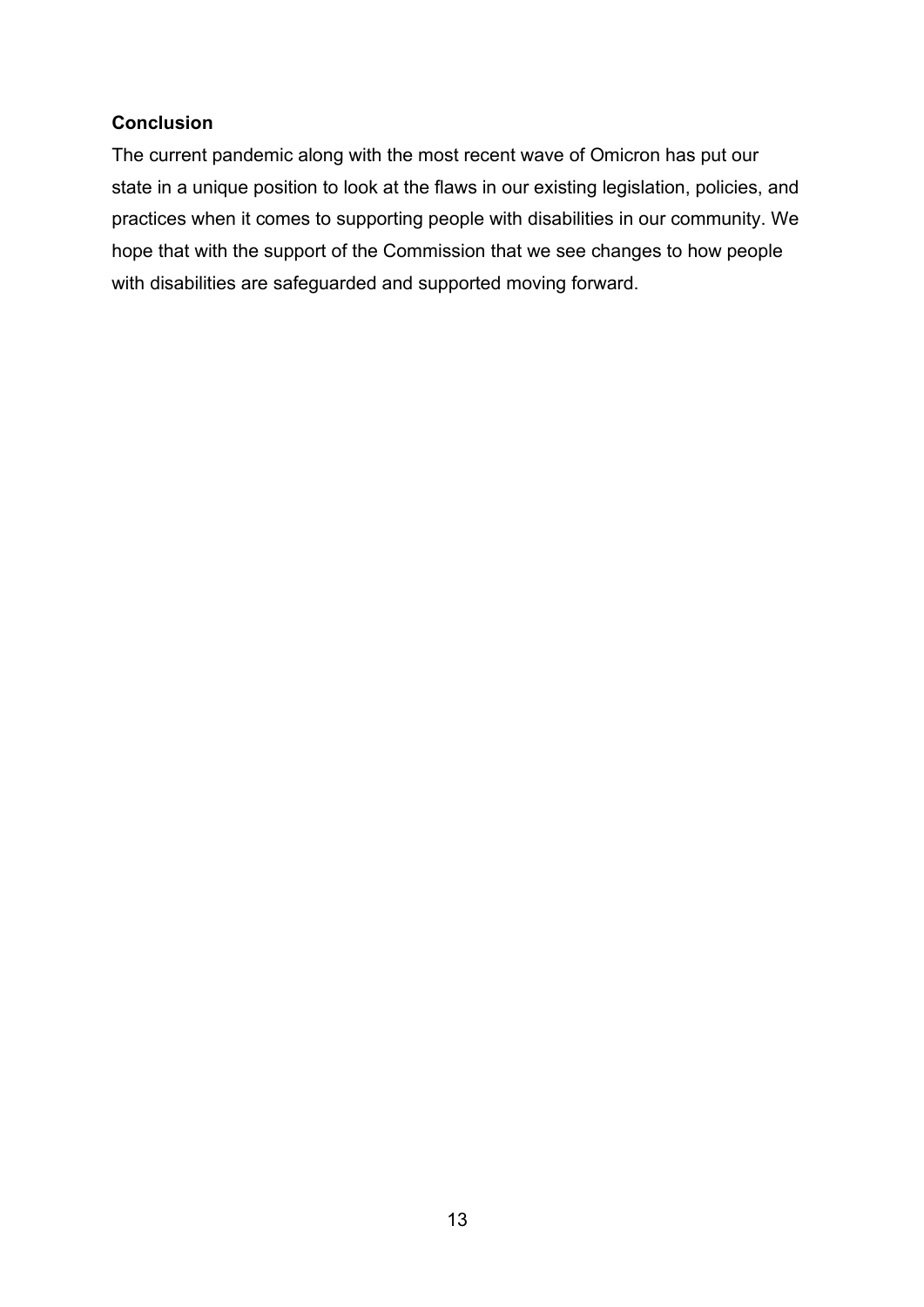**Conclusion**

The current pandemic along with the most recent wave of Omicron has put our state in a unique position to look at the flaws in our existing legislation, policies, and practices when it comes to supporting people with disabilities in our community. We hope that with the support of the Commission that we see changes to how people with disabilities are safeguarded and supported moving forward.